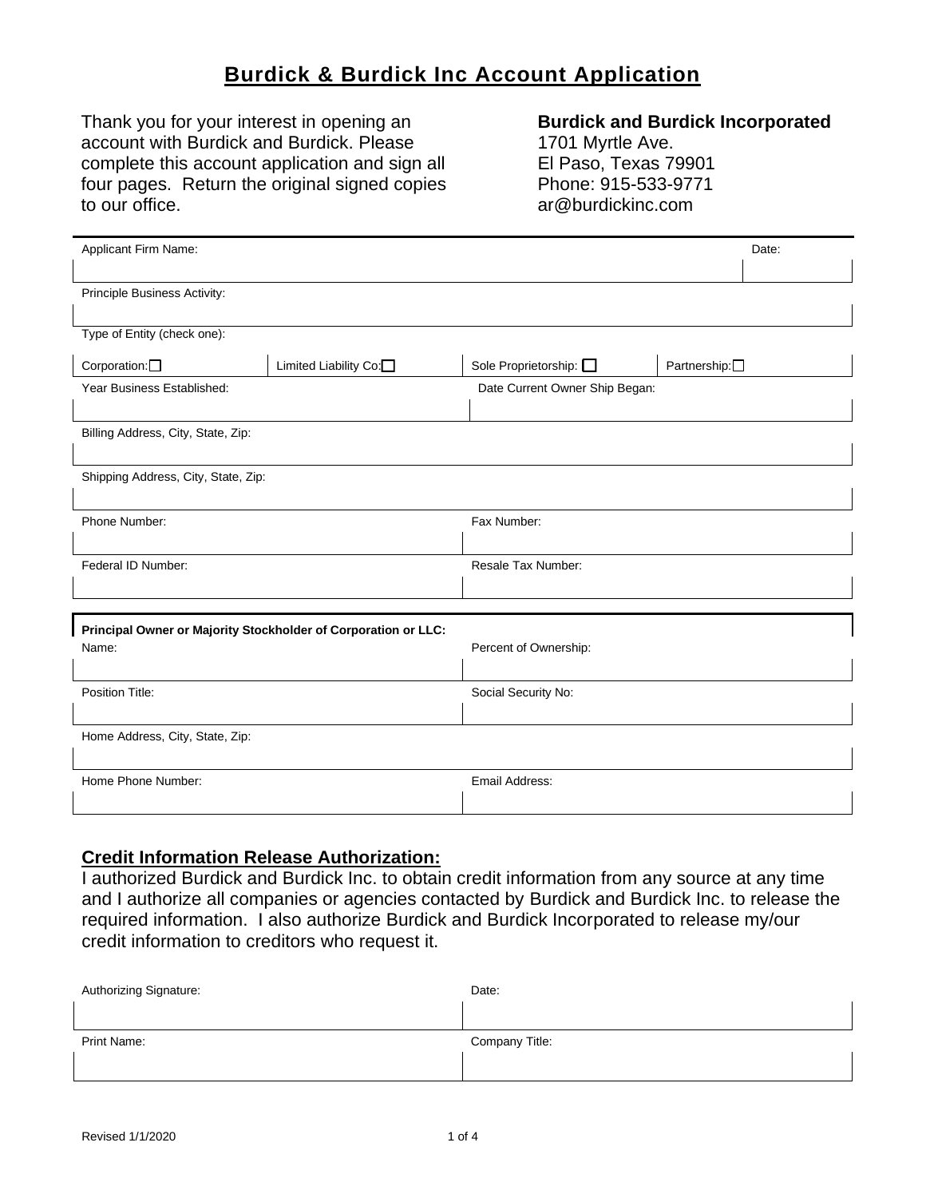# Burdick & Burdick Inc Account Application

Thank you for your interest in opening an account with Burdick and Burdick. Please complete this account application and sign all four pages. Return the original signed copies to our office.

**Burdick and Burdick Incorporated**
1701 Myrtle Ave.
El Paso, Texas 79901
Phone: 915-533-9771
ar@burdickinc.com

| Applicant Firm Name: | | | Date: |
|---|---|---|---|
| | | | |
| Principle Business Activity: | | | |
| | | | |
| Type of Entity (check one): | | | |
| Corporation: ☐ | Limited Liability Co: ☐ | Sole Proprietorship: ☐ | Partnership: ☐ |

| Year Business Established: | Date Current Owner Ship Began: |
|---|---|
| | |
| Billing Address, City, State, Zip: | |
| | |
| Shipping Address, City, State, Zip: | |
| | |
| Phone Number: | Fax Number: |
| | |
| Federal ID Number: | Resale Tax Number: |
| | |

**Principal Owner or Majority Stockholder of Corporation or LLC:**

| Name: | Percent of Ownership: |
|---|---|
| | |
| Position Title: | Social Security No: |
| | |
| Home Address, City, State, Zip: | |
| | |
| Home Phone Number: | Email Address: |
| | |

## Credit Information Release Authorization:

I authorized Burdick and Burdick Inc. to obtain credit information from any source at any time and I authorize all companies or agencies contacted by Burdick and Burdick Inc. to release the required information. I also authorize Burdick and Burdick Incorporated to release my/our credit information to creditors who request it.

| Authorizing Signature: | Date: |
|---|---|
| | |
| Print Name: | Company Title: |
| | |

Revised 1/1/2020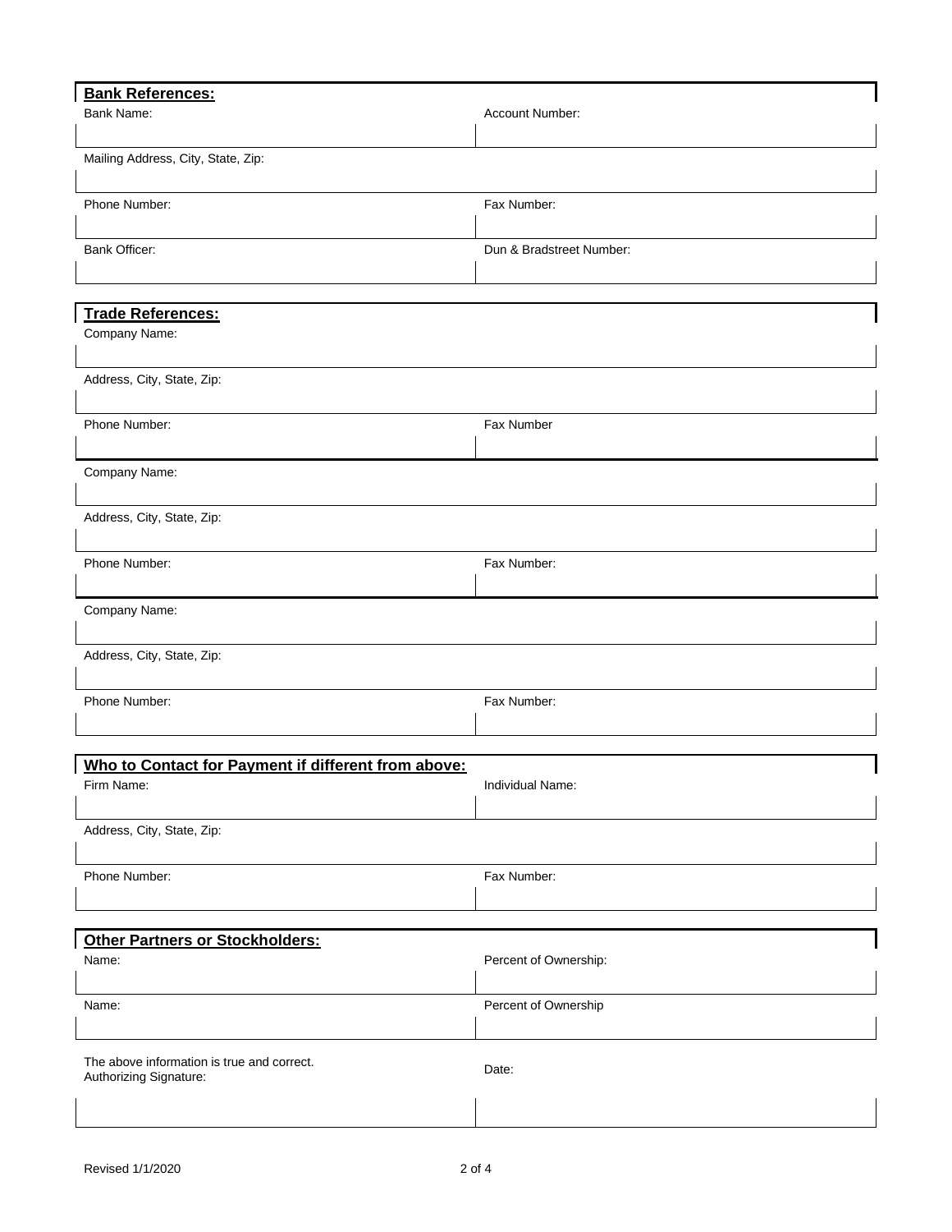## Bank References:

| Bank Name: | Account Number: |
|---|---|
| | |

| Mailing Address, City, State, Zip: |
|---|
| |

| Phone Number: | Fax Number: |
|---|---|
| | |

| Bank Officer: | Dun & Bradstreet Number: |
|---|---|
| | |

## Trade References:

| Company Name: |
|---|
| |

| Address, City, State, Zip: |
|---|
| |

| Phone Number: | Fax Number |
|---|---|
| | |

| Company Name: |
|---|
| |

| Address, City, State, Zip: |
|---|
| |

| Phone Number: | Fax Number: |
|---|---|
| | |

| Company Name: |
|---|
| |

| Address, City, State, Zip: |
|---|
| |

| Phone Number: | Fax Number: |
|---|---|
| | |

## Who to Contact for Payment if different from above:

| Firm Name: | Individual Name: |
|---|---|
| | |

| Address, City, State, Zip: |
|---|
| |

| Phone Number: | Fax Number: |
|---|---|
| | |

## Other Partners or Stockholders:

| Name: | Percent of Ownership: |
|---|---|
| | |

| Name: | Percent of Ownership |
|---|---|
| | |

| The above information is true and correct. Authorizing Signature: | Date: |
|---|---|
| | |

Revised 1/1/2020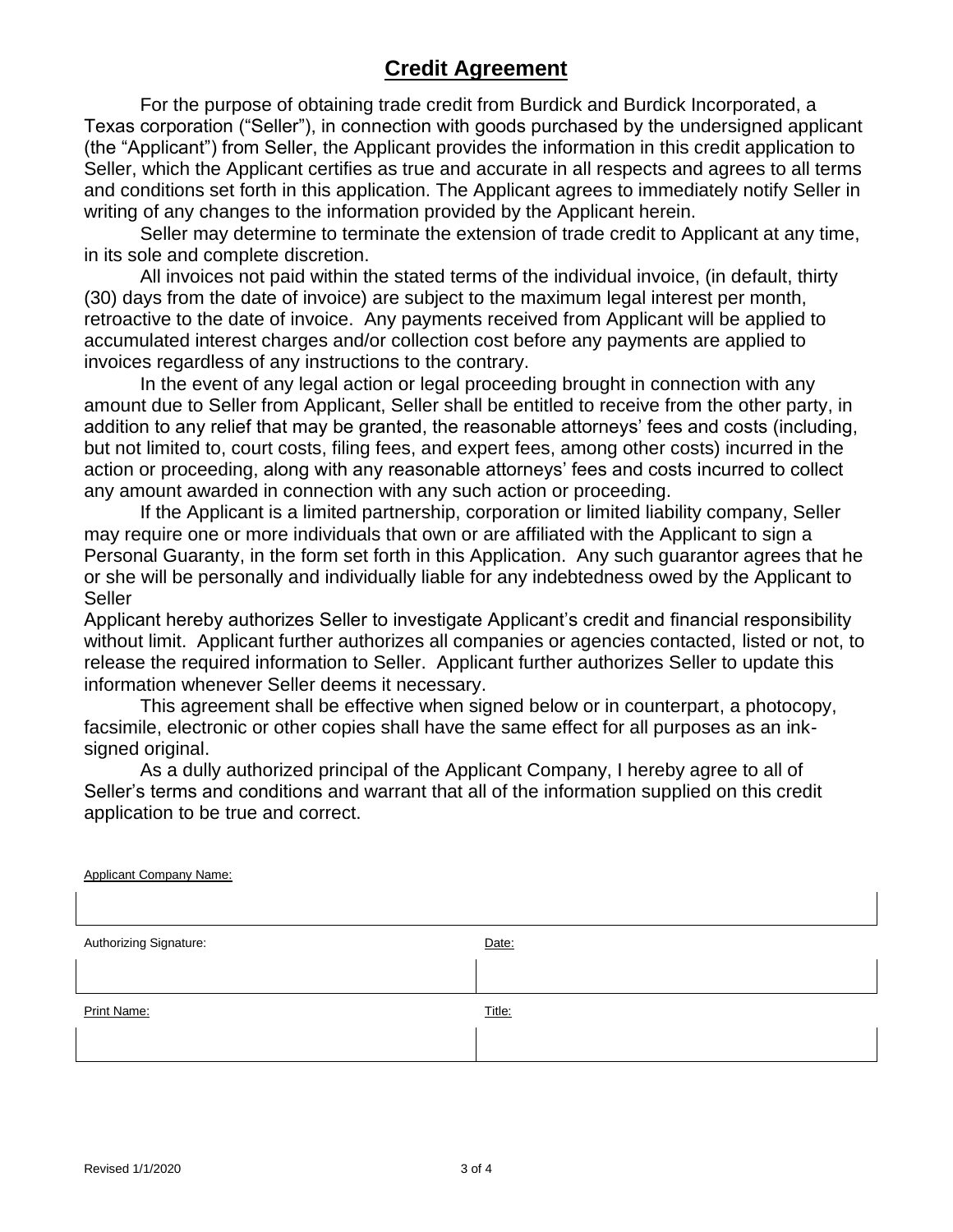## Credit Agreement

For the purpose of obtaining trade credit from Burdick and Burdick Incorporated, a Texas corporation ("Seller"), in connection with goods purchased by the undersigned applicant (the "Applicant") from Seller, the Applicant provides the information in this credit application to Seller, which the Applicant certifies as true and accurate in all respects and agrees to all terms and conditions set forth in this application. The Applicant agrees to immediately notify Seller in writing of any changes to the information provided by the Applicant herein.

Seller may determine to terminate the extension of trade credit to Applicant at any time, in its sole and complete discretion.

All invoices not paid within the stated terms of the individual invoice, (in default, thirty (30) days from the date of invoice) are subject to the maximum legal interest per month, retroactive to the date of invoice. Any payments received from Applicant will be applied to accumulated interest charges and/or collection cost before any payments are applied to invoices regardless of any instructions to the contrary.

In the event of any legal action or legal proceeding brought in connection with any amount due to Seller from Applicant, Seller shall be entitled to receive from the other party, in addition to any relief that may be granted, the reasonable attorneys' fees and costs (including, but not limited to, court costs, filing fees, and expert fees, among other costs) incurred in the action or proceeding, along with any reasonable attorneys' fees and costs incurred to collect any amount awarded in connection with any such action or proceeding.

If the Applicant is a limited partnership, corporation or limited liability company, Seller may require one or more individuals that own or are affiliated with the Applicant to sign a Personal Guaranty, in the form set forth in this Application. Any such guarantor agrees that he or she will be personally and individually liable for any indebtedness owed by the Applicant to Seller

Applicant hereby authorizes Seller to investigate Applicant's credit and financial responsibility without limit. Applicant further authorizes all companies or agencies contacted, listed or not, to release the required information to Seller. Applicant further authorizes Seller to update this information whenever Seller deems it necessary.

This agreement shall be effective when signed below or in counterpart, a photocopy, facsimile, electronic or other copies shall have the same effect for all purposes as an ink-signed original.

As a dully authorized principal of the Applicant Company, I hereby agree to all of Seller's terms and conditions and warrant that all of the information supplied on this credit application to be true and correct.

Applicant Company Name:

| Authorizing Signature: | Date: |
|---|---|
| | |

| Print Name: | Title: |
|---|---|
| | |

Revised 1/1/2020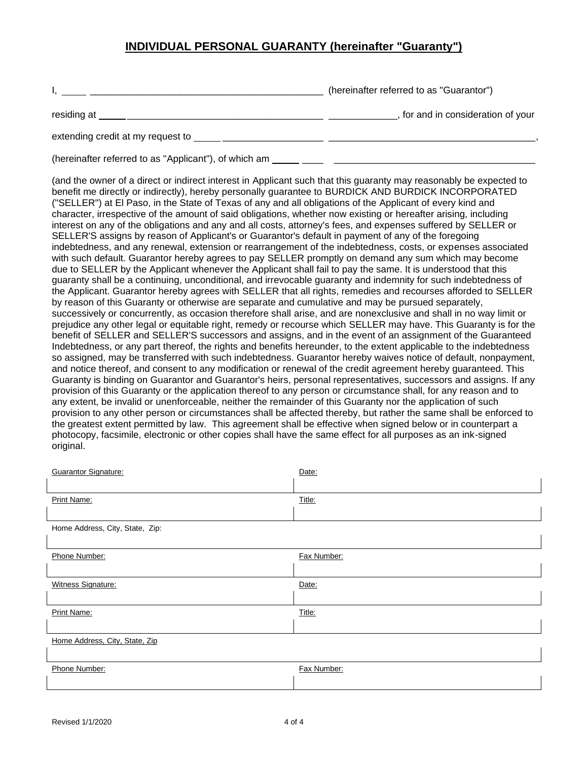# INDIVIDUAL PERSONAL GUARANTY (hereinafter "Guaranty")

I, _____ ____________________________________________ (hereinafter referred to as "Guarantor")

residing at _____ ____________________________________ ____________, for and in consideration of your

extending credit at my request to _____ __________________ ______________________________________,

(hereinafter referred to as "Applicant"), of which am _____ ____ ____________________________________

(and the owner of a direct or indirect interest in Applicant such that this guaranty may reasonably be expected to benefit me directly or indirectly), hereby personally guarantee to BURDICK AND BURDICK INCORPORATED ("SELLER") at El Paso, in the State of Texas of any and all obligations of the Applicant of every kind and character, irrespective of the amount of said obligations, whether now existing or hereafter arising, including interest on any of the obligations and any and all costs, attorney's fees, and expenses suffered by SELLER or SELLER'S assigns by reason of Applicant's or Guarantor's default in payment of any of the foregoing indebtedness, and any renewal, extension or rearrangement of the indebtedness, costs, or expenses associated with such default. Guarantor hereby agrees to pay SELLER promptly on demand any sum which may become due to SELLER by the Applicant whenever the Applicant shall fail to pay the same. It is understood that this guaranty shall be a continuing, unconditional, and irrevocable guaranty and indemnity for such indebtedness of the Applicant. Guarantor hereby agrees with SELLER that all rights, remedies and recourses afforded to SELLER by reason of this Guaranty or otherwise are separate and cumulative and may be pursued separately, successively or concurrently, as occasion therefore shall arise, and are nonexclusive and shall in no way limit or prejudice any other legal or equitable right, remedy or recourse which SELLER may have. This Guaranty is for the benefit of SELLER and SELLER'S successors and assigns, and in the event of an assignment of the Guaranteed Indebtedness, or any part thereof, the rights and benefits hereunder, to the extent applicable to the indebtedness so assigned, may be transferred with such indebtedness. Guarantor hereby waives notice of default, nonpayment, and notice thereof, and consent to any modification or renewal of the credit agreement hereby guaranteed. This Guaranty is binding on Guarantor and Guarantor's heirs, personal representatives, successors and assigns. If any provision of this Guaranty or the application thereof to any person or circumstance shall, for any reason and to any extent, be invalid or unenforceable, neither the remainder of this Guaranty nor the application of such provision to any other person or circumstances shall be affected thereby, but rather the same shall be enforced to the greatest extent permitted by law. This agreement shall be effective when signed below or in counterpart a photocopy, facsimile, electronic or other copies shall have the same effect for all purposes as an ink-signed original.

| | |
|---|---|
| Guarantor Signature: | Date: |
| Print Name: | Title: |
| Home Address, City, State, Zip: | |
| Phone Number: | Fax Number: |
| Witness Signature: | Date: |
| Print Name: | Title: |
| Home Address, City, State, Zip | |
| Phone Number: | Fax Number: |

Revised 1/1/2020